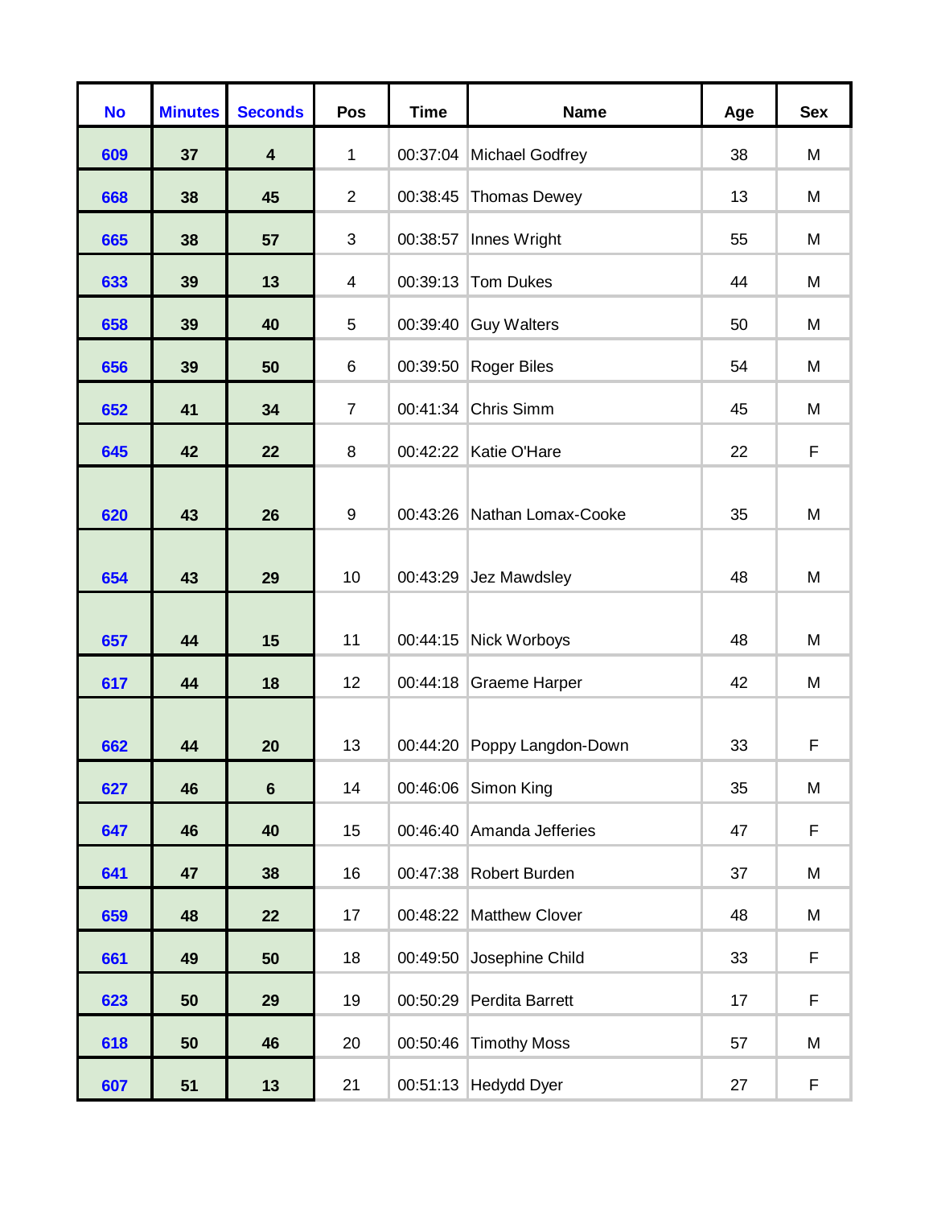| No | Minutes | Seconds | Pos | Time | Name | Age | Sex |
|---|---|---|---|---|---|---|---|
| 609 | 37 | 4 | 1 | 00:37:04 | Michael Godfrey | 38 | M |
| 668 | 38 | 45 | 2 | 00:38:45 | Thomas Dewey | 13 | M |
| 665 | 38 | 57 | 3 | 00:38:57 | Innes Wright | 55 | M |
| 633 | 39 | 13 | 4 | 00:39:13 | Tom Dukes | 44 | M |
| 658 | 39 | 40 | 5 | 00:39:40 | Guy Walters | 50 | M |
| 656 | 39 | 50 | 6 | 00:39:50 | Roger Biles | 54 | M |
| 652 | 41 | 34 | 7 | 00:41:34 | Chris Simm | 45 | M |
| 645 | 42 | 22 | 8 | 00:42:22 | Katie O'Hare | 22 | F |
| 620 | 43 | 26 | 9 | 00:43:26 | Nathan Lomax-Cooke | 35 | M |
| 654 | 43 | 29 | 10 | 00:43:29 | Jez Mawdsley | 48 | M |
| 657 | 44 | 15 | 11 | 00:44:15 | Nick Worboys | 48 | M |
| 617 | 44 | 18 | 12 | 00:44:18 | Graeme Harper | 42 | M |
| 662 | 44 | 20 | 13 | 00:44:20 | Poppy Langdon-Down | 33 | F |
| 627 | 46 | 6 | 14 | 00:46:06 | Simon King | 35 | M |
| 647 | 46 | 40 | 15 | 00:46:40 | Amanda Jefferies | 47 | F |
| 641 | 47 | 38 | 16 | 00:47:38 | Robert Burden | 37 | M |
| 659 | 48 | 22 | 17 | 00:48:22 | Matthew Clover | 48 | M |
| 661 | 49 | 50 | 18 | 00:49:50 | Josephine Child | 33 | F |
| 623 | 50 | 29 | 19 | 00:50:29 | Perdita Barrett | 17 | F |
| 618 | 50 | 46 | 20 | 00:50:46 | Timothy Moss | 57 | M |
| 607 | 51 | 13 | 21 | 00:51:13 | Hedydd Dyer | 27 | F |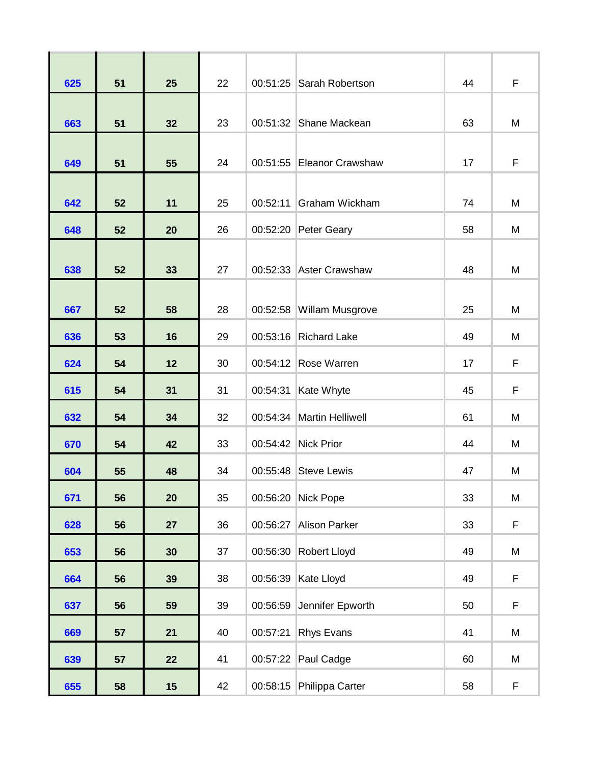| | | | | | | | |
|---|---|---|---|---|---|---|---|
| **625** | **51** | **25** | 22 | 00:51:25 | Sarah Robertson | 44 | F |
| **663** | **51** | **32** | 23 | 00:51:32 | Shane Mackean | 63 | M |
| **649** | **51** | **55** | 24 | 00:51:55 | Eleanor Crawshaw | 17 | F |
| **642** | **52** | **11** | 25 | 00:52:11 | Graham Wickham | 74 | M |
| **648** | **52** | **20** | 26 | 00:52:20 | Peter Geary | 58 | M |
| **638** | **52** | **33** | 27 | 00:52:33 | Aster Crawshaw | 48 | M |
| **667** | **52** | **58** | 28 | 00:52:58 | Willam Musgrove | 25 | M |
| **636** | **53** | **16** | 29 | 00:53:16 | Richard Lake | 49 | M |
| **624** | **54** | **12** | 30 | 00:54:12 | Rose Warren | 17 | F |
| **615** | **54** | **31** | 31 | 00:54:31 | Kate Whyte | 45 | F |
| **632** | **54** | **34** | 32 | 00:54:34 | Martin Helliwell | 61 | M |
| **670** | **54** | **42** | 33 | 00:54:42 | Nick Prior | 44 | M |
| **604** | **55** | **48** | 34 | 00:55:48 | Steve Lewis | 47 | M |
| **671** | **56** | **20** | 35 | 00:56:20 | Nick Pope | 33 | M |
| **628** | **56** | **27** | 36 | 00:56:27 | Alison Parker | 33 | F |
| **653** | **56** | **30** | 37 | 00:56:30 | Robert Lloyd | 49 | M |
| **664** | **56** | **39** | 38 | 00:56:39 | Kate Lloyd | 49 | F |
| **637** | **56** | **59** | 39 | 00:56:59 | Jennifer Epworth | 50 | F |
| **669** | **57** | **21** | 40 | 00:57:21 | Rhys Evans | 41 | M |
| **639** | **57** | **22** | 41 | 00:57:22 | Paul Cadge | 60 | M |
| **655** | **58** | **15** | 42 | 00:58:15 | Philippa Carter | 58 | F |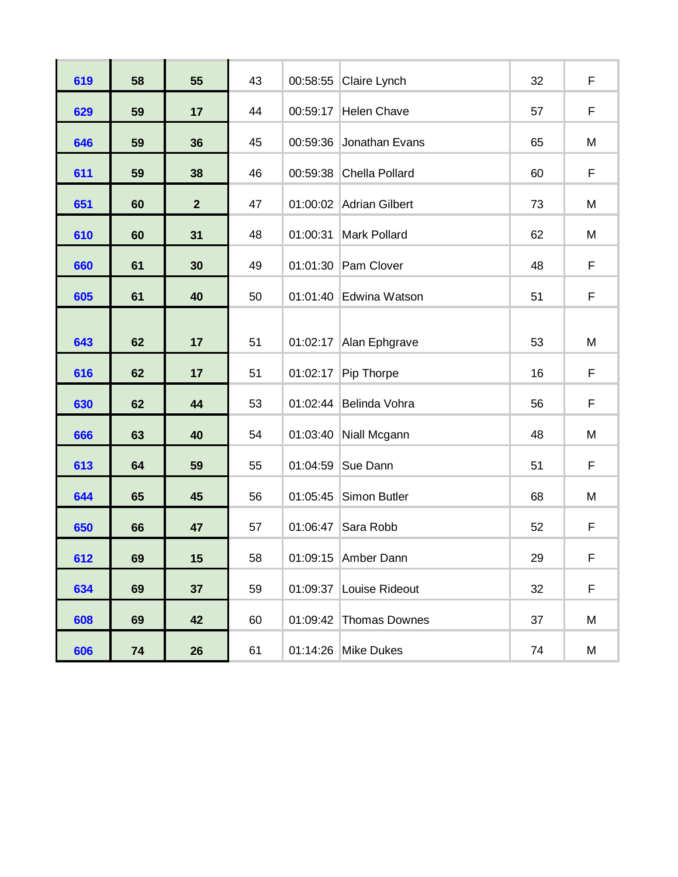| | | | | | | | |
|---|---|---|---|---|---|---|---|
| **619** | **58** | **55** | 43 | 00:58:55 | Claire Lynch | 32 | F |
| **629** | **59** | **17** | 44 | 00:59:17 | Helen Chave | 57 | F |
| **646** | **59** | **36** | 45 | 00:59:36 | Jonathan Evans | 65 | M |
| **611** | **59** | **38** | 46 | 00:59:38 | Chella Pollard | 60 | F |
| **651** | **60** | **2** | 47 | 01:00:02 | Adrian Gilbert | 73 | M |
| **610** | **60** | **31** | 48 | 01:00:31 | Mark Pollard | 62 | M |
| **660** | **61** | **30** | 49 | 01:01:30 | Pam Clover | 48 | F |
| **605** | **61** | **40** | 50 | 01:01:40 | Edwina Watson | 51 | F |
| **643** | **62** | **17** | 51 | 01:02:17 | Alan Ephgrave | 53 | M |
| **616** | **62** | **17** | 51 | 01:02:17 | Pip Thorpe | 16 | F |
| **630** | **62** | **44** | 53 | 01:02:44 | Belinda Vohra | 56 | F |
| **666** | **63** | **40** | 54 | 01:03:40 | Niall Mcgann | 48 | M |
| **613** | **64** | **59** | 55 | 01:04:59 | Sue Dann | 51 | F |
| **644** | **65** | **45** | 56 | 01:05:45 | Simon Butler | 68 | M |
| **650** | **66** | **47** | 57 | 01:06:47 | Sara Robb | 52 | F |
| **612** | **69** | **15** | 58 | 01:09:15 | Amber Dann | 29 | F |
| **634** | **69** | **37** | 59 | 01:09:37 | Louise Rideout | 32 | F |
| **608** | **69** | **42** | 60 | 01:09:42 | Thomas Downes | 37 | M |
| **606** | **74** | **26** | 61 | 01:14:26 | Mike Dukes | 74 | M |